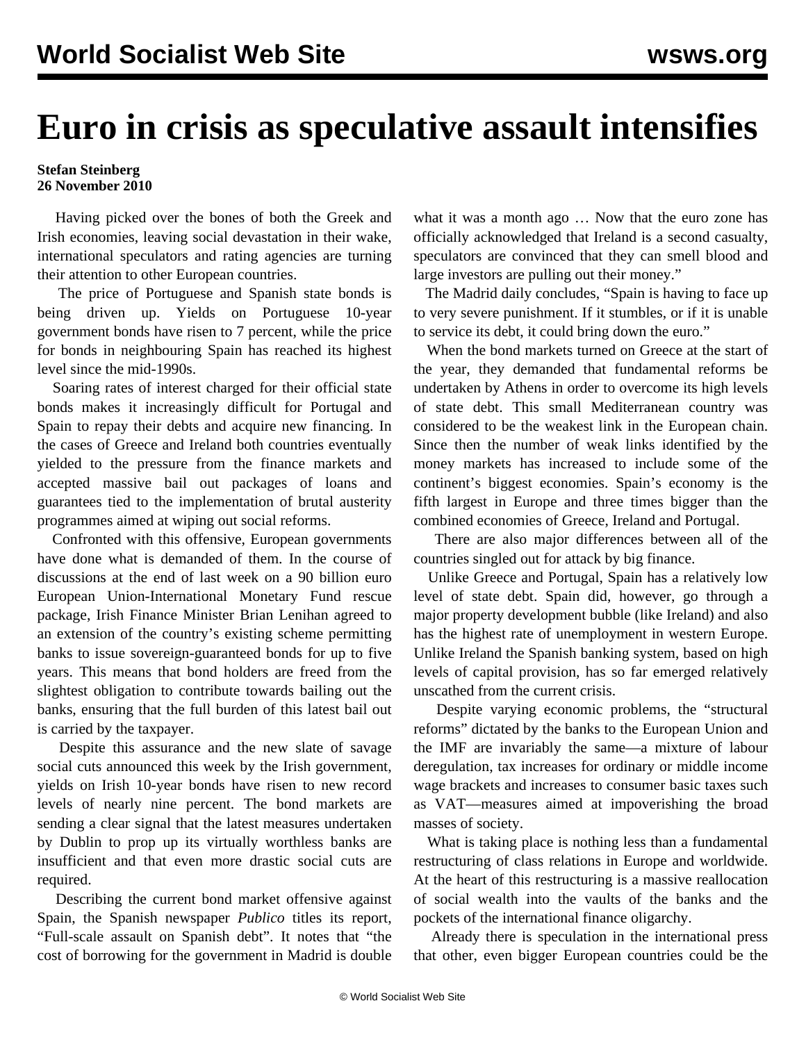# Euro in crisis as speculative assault intensifies

**Stefan Steinberg**
**26 November 2010**

Having picked over the bones of both the Greek and Irish economies, leaving social devastation in their wake, international speculators and rating agencies are turning their attention to other European countries.

The price of Portuguese and Spanish state bonds is being driven up. Yields on Portuguese 10-year government bonds have risen to 7 percent, while the price for bonds in neighbouring Spain has reached its highest level since the mid-1990s.

Soaring rates of interest charged for their official state bonds makes it increasingly difficult for Portugal and Spain to repay their debts and acquire new financing. In the cases of Greece and Ireland both countries eventually yielded to the pressure from the finance markets and accepted massive bail out packages of loans and guarantees tied to the implementation of brutal austerity programmes aimed at wiping out social reforms.

Confronted with this offensive, European governments have done what is demanded of them. In the course of discussions at the end of last week on a 90 billion euro European Union-International Monetary Fund rescue package, Irish Finance Minister Brian Lenihan agreed to an extension of the country's existing scheme permitting banks to issue sovereign-guaranteed bonds for up to five years. This means that bond holders are freed from the slightest obligation to contribute towards bailing out the banks, ensuring that the full burden of this latest bail out is carried by the taxpayer.

Despite this assurance and the new slate of savage social cuts announced this week by the Irish government, yields on Irish 10-year bonds have risen to new record levels of nearly nine percent. The bond markets are sending a clear signal that the latest measures undertaken by Dublin to prop up its virtually worthless banks are insufficient and that even more drastic social cuts are required.

Describing the current bond market offensive against Spain, the Spanish newspaper *Publico* titles its report, "Full-scale assault on Spanish debt". It notes that "the cost of borrowing for the government in Madrid is double what it was a month ago … Now that the euro zone has officially acknowledged that Ireland is a second casualty, speculators are convinced that they can smell blood and large investors are pulling out their money."

The Madrid daily concludes, "Spain is having to face up to very severe punishment. If it stumbles, or if it is unable to service its debt, it could bring down the euro."

When the bond markets turned on Greece at the start of the year, they demanded that fundamental reforms be undertaken by Athens in order to overcome its high levels of state debt. This small Mediterranean country was considered to be the weakest link in the European chain. Since then the number of weak links identified by the money markets has increased to include some of the continent's biggest economies. Spain's economy is the fifth largest in Europe and three times bigger than the combined economies of Greece, Ireland and Portugal.

There are also major differences between all of the countries singled out for attack by big finance.

Unlike Greece and Portugal, Spain has a relatively low level of state debt. Spain did, however, go through a major property development bubble (like Ireland) and also has the highest rate of unemployment in western Europe. Unlike Ireland the Spanish banking system, based on high levels of capital provision, has so far emerged relatively unscathed from the current crisis.

Despite varying economic problems, the "structural reforms" dictated by the banks to the European Union and the IMF are invariably the same—a mixture of labour deregulation, tax increases for ordinary or middle income wage brackets and increases to consumer basic taxes such as VAT—measures aimed at impoverishing the broad masses of society.

What is taking place is nothing less than a fundamental restructuring of class relations in Europe and worldwide. At the heart of this restructuring is a massive reallocation of social wealth into the vaults of the banks and the pockets of the international finance oligarchy.

Already there is speculation in the international press that other, even bigger European countries could be the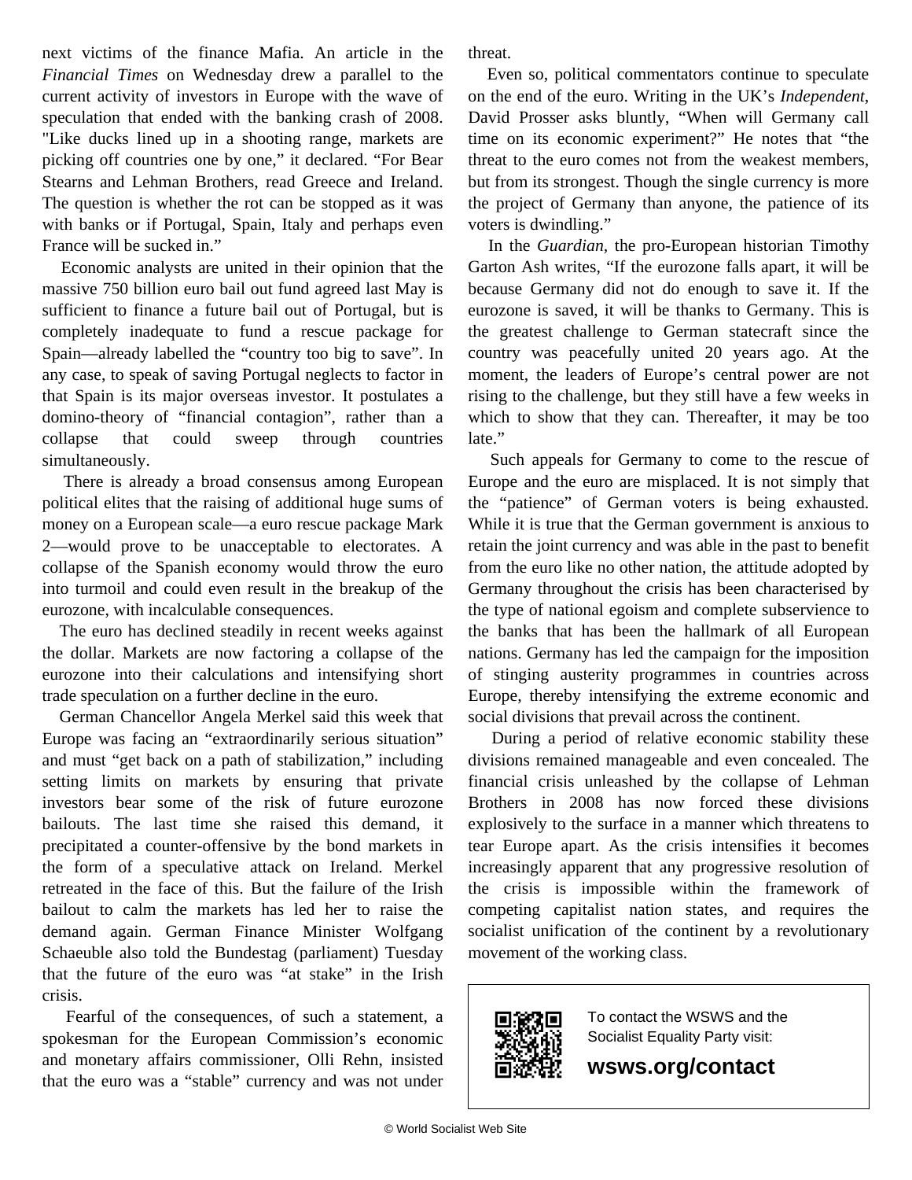next victims of the finance Mafia. An article in the *Financial Times* on Wednesday drew a parallel to the current activity of investors in Europe with the wave of speculation that ended with the banking crash of 2008. "Like ducks lined up in a shooting range, markets are picking off countries one by one," it declared. "For Bear Stearns and Lehman Brothers, read Greece and Ireland. The question is whether the rot can be stopped as it was with banks or if Portugal, Spain, Italy and perhaps even France will be sucked in."

Economic analysts are united in their opinion that the massive 750 billion euro bail out fund agreed last May is sufficient to finance a future bail out of Portugal, but is completely inadequate to fund a rescue package for Spain—already labelled the "country too big to save". In any case, to speak of saving Portugal neglects to factor in that Spain is its major overseas investor. It postulates a domino-theory of "financial contagion", rather than a collapse that could sweep through countries simultaneously.

There is already a broad consensus among European political elites that the raising of additional huge sums of money on a European scale—a euro rescue package Mark 2—would prove to be unacceptable to electorates. A collapse of the Spanish economy would throw the euro into turmoil and could even result in the breakup of the eurozone, with incalculable consequences.

The euro has declined steadily in recent weeks against the dollar. Markets are now factoring a collapse of the eurozone into their calculations and intensifying short trade speculation on a further decline in the euro.

German Chancellor Angela Merkel said this week that Europe was facing an "extraordinarily serious situation" and must "get back on a path of stabilization," including setting limits on markets by ensuring that private investors bear some of the risk of future eurozone bailouts. The last time she raised this demand, it precipitated a counter-offensive by the bond markets in the form of a speculative attack on Ireland. Merkel retreated in the face of this. But the failure of the Irish bailout to calm the markets has led her to raise the demand again. German Finance Minister Wolfgang Schaeuble also told the Bundestag (parliament) Tuesday that the future of the euro was "at stake" in the Irish crisis.

Fearful of the consequences, of such a statement, a spokesman for the European Commission's economic and monetary affairs commissioner, Olli Rehn, insisted that the euro was a "stable" currency and was not under threat.

Even so, political commentators continue to speculate on the end of the euro. Writing in the UK's *Independent*, David Prosser asks bluntly, "When will Germany call time on its economic experiment?" He notes that "the threat to the euro comes not from the weakest members, but from its strongest. Though the single currency is more the project of Germany than anyone, the patience of its voters is dwindling."

In the *Guardian,* the pro-European historian Timothy Garton Ash writes, "If the eurozone falls apart, it will be because Germany did not do enough to save it. If the eurozone is saved, it will be thanks to Germany. This is the greatest challenge to German statecraft since the country was peacefully united 20 years ago. At the moment, the leaders of Europe's central power are not rising to the challenge, but they still have a few weeks in which to show that they can. Thereafter, it may be too late."

Such appeals for Germany to come to the rescue of Europe and the euro are misplaced. It is not simply that the "patience" of German voters is being exhausted. While it is true that the German government is anxious to retain the joint currency and was able in the past to benefit from the euro like no other nation, the attitude adopted by Germany throughout the crisis has been characterised by the type of national egoism and complete subservience to the banks that has been the hallmark of all European nations. Germany has led the campaign for the imposition of stinging austerity programmes in countries across Europe, thereby intensifying the extreme economic and social divisions that prevail across the continent.

During a period of relative economic stability these divisions remained manageable and even concealed. The financial crisis unleashed by the collapse of Lehman Brothers in 2008 has now forced these divisions explosively to the surface in a manner which threatens to tear Europe apart. As the crisis intensifies it becomes increasingly apparent that any progressive resolution of the crisis is impossible within the framework of competing capitalist nation states, and requires the socialist unification of the continent by a revolutionary movement of the working class.

To contact the WSWS and the Socialist Equality Party visit:

**wsws.org/contact**